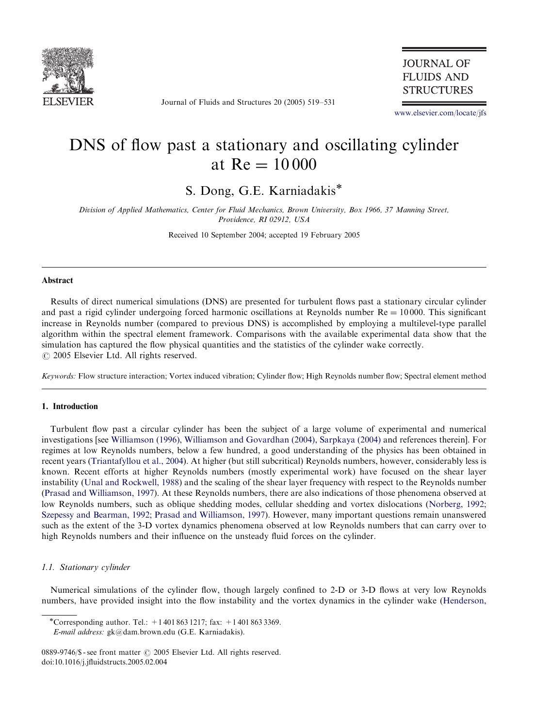# DNS of flow past a stationary and oscillating cylinder at Re = 10 000

S. Dong, G.E. Karniadakis*

*Division of Applied Mathematics, Center for Fluid Mechanics, Brown University, Box 1966, 37 Manning Street, Providence, RI 02912, USA*

Received 10 September 2004; accepted 19 February 2005

## Abstract

Results of direct numerical simulations (DNS) are presented for turbulent flows past a stationary circular cylinder and past a rigid cylinder undergoing forced harmonic oscillations at Reynolds number Re = 10 000. This significant increase in Reynolds number (compared to previous DNS) is accomplished by employing a multilevel-type parallel algorithm within the spectral element framework. Comparisons with the available experimental data show that the simulation has captured the flow physical quantities and the statistics of the cylinder wake correctly.
© 2005 Elsevier Ltd. All rights reserved.

*Keywords:* Flow structure interaction; Vortex induced vibration; Cylinder flow; High Reynolds number flow; Spectral element method

## 1. Introduction

Turbulent flow past a circular cylinder has been the subject of a large volume of experimental and numerical investigations [see Williamson (1996), Williamson and Govardhan (2004), Sarpkaya (2004) and references therein]. For regimes at low Reynolds numbers, below a few hundred, a good understanding of the physics has been obtained in recent years (Triantafyllou et al., 2004). At higher (but still subcritical) Reynolds numbers, however, considerably less is known. Recent efforts at higher Reynolds numbers (mostly experimental work) have focused on the shear layer instability (Unal and Rockwell, 1988) and the scaling of the shear layer frequency with respect to the Reynolds number (Prasad and Williamson, 1997). At these Reynolds numbers, there are also indications of those phenomena observed at low Reynolds numbers, such as oblique shedding modes, cellular shedding and vortex dislocations (Norberg, 1992; Szepessy and Bearman, 1992; Prasad and Williamson, 1997). However, many important questions remain unanswered such as the extent of the 3-D vortex dynamics phenomena observed at low Reynolds numbers that can carry over to high Reynolds numbers and their influence on the unsteady fluid forces on the cylinder.

### 1.1. Stationary cylinder

Numerical simulations of the cylinder flow, though largely confined to 2-D or 3-D flows at very low Reynolds numbers, have provided insight into the flow instability and the vortex dynamics in the cylinder wake (Henderson,

*Corresponding author. Tel.: +1 401 863 1217; fax: +1 401 863 3369.
*E-mail address:* gk@dam.brown.edu (G.E. Karniadakis).

0889-9746/$ - see front matter © 2005 Elsevier Ltd. All rights reserved.
doi:10.1016/j.jfluidstructs.2005.02.004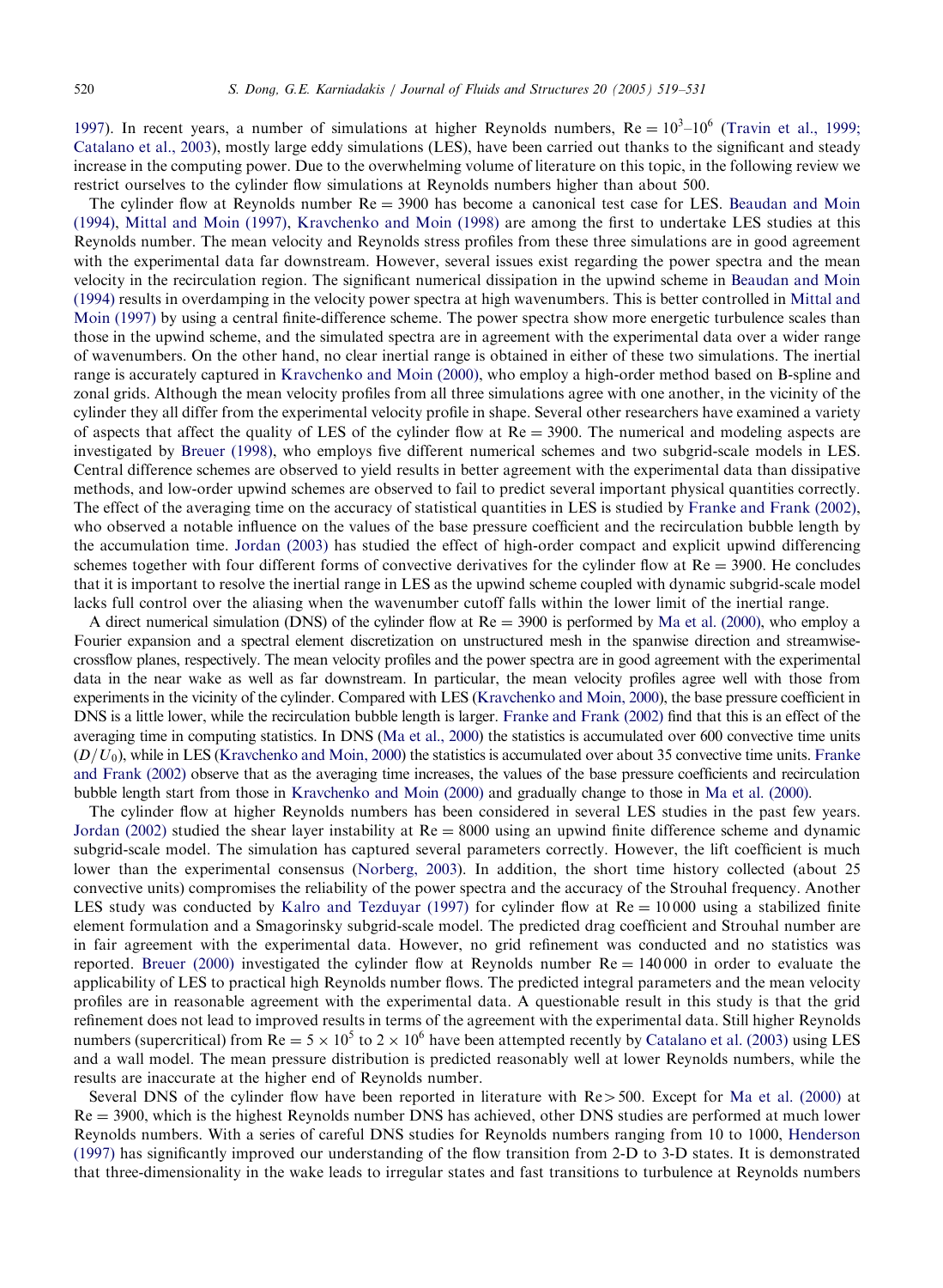1997). In recent years, a number of simulations at higher Reynolds numbers, $Re = 10^3$–$10^6$ (Travin et al., 1999; Catalano et al., 2003), mostly large eddy simulations (LES), have been carried out thanks to the significant and steady increase in the computing power. Due to the overwhelming volume of literature on this topic, in the following review we restrict ourselves to the cylinder flow simulations at Reynolds numbers higher than about 500.

The cylinder flow at Reynolds number $Re = 3900$ has become a canonical test case for LES. Beaudan and Moin (1994), Mittal and Moin (1997), Kravchenko and Moin (1998) are among the first to undertake LES studies at this Reynolds number. The mean velocity and Reynolds stress profiles from these three simulations are in good agreement with the experimental data far downstream. However, several issues exist regarding the power spectra and the mean velocity in the recirculation region. The significant numerical dissipation in the upwind scheme in Beaudan and Moin (1994) results in overdamping in the velocity power spectra at high wavenumbers. This is better controlled in Mittal and Moin (1997) by using a central finite-difference scheme. The power spectra show more energetic turbulence scales than those in the upwind scheme, and the simulated spectra are in agreement with the experimental data over a wider range of wavenumbers. On the other hand, no clear inertial range is obtained in either of these two simulations. The inertial range is accurately captured in Kravchenko and Moin (2000), who employ a high-order method based on B-spline and zonal grids. Although the mean velocity profiles from all three simulations agree with one another, in the vicinity of the cylinder they all differ from the experimental velocity profile in shape. Several other researchers have examined a variety of aspects that affect the quality of LES of the cylinder flow at $Re = 3900$. The numerical and modeling aspects are investigated by Breuer (1998), who employs five different numerical schemes and two subgrid-scale models in LES. Central difference schemes are observed to yield results in better agreement with the experimental data than dissipative methods, and low-order upwind schemes are observed to fail to predict several important physical quantities correctly. The effect of the averaging time on the accuracy of statistical quantities in LES is studied by Franke and Frank (2002), who observed a notable influence on the values of the base pressure coefficient and the recirculation bubble length by the accumulation time. Jordan (2003) has studied the effect of high-order compact and explicit upwind differencing schemes together with four different forms of convective derivatives for the cylinder flow at $Re = 3900$. He concludes that it is important to resolve the inertial range in LES as the upwind scheme coupled with dynamic subgrid-scale model lacks full control over the aliasing when the wavenumber cutoff falls within the lower limit of the inertial range.

A direct numerical simulation (DNS) of the cylinder flow at $Re = 3900$ is performed by Ma et al. (2000), who employ a Fourier expansion and a spectral element discretization on unstructured mesh in the spanwise direction and streamwise-crossflow planes, respectively. The mean velocity profiles and the power spectra are in good agreement with the experimental data in the near wake as well as far downstream. In particular, the mean velocity profiles agree well with those from experiments in the vicinity of the cylinder. Compared with LES (Kravchenko and Moin, 2000), the base pressure coefficient in DNS is a little lower, while the recirculation bubble length is larger. Franke and Frank (2002) find that this is an effect of the averaging time in computing statistics. In DNS (Ma et al., 2000) the statistics is accumulated over 600 convective time units ($D/U_0$), while in LES (Kravchenko and Moin, 2000) the statistics is accumulated over about 35 convective time units. Franke and Frank (2002) observe that as the averaging time increases, the values of the base pressure coefficients and recirculation bubble length start from those in Kravchenko and Moin (2000) and gradually change to those in Ma et al. (2000).

The cylinder flow at higher Reynolds numbers has been considered in several LES studies in the past few years. Jordan (2002) studied the shear layer instability at $Re = 8000$ using an upwind finite difference scheme and dynamic subgrid-scale model. The simulation has captured several parameters correctly. However, the lift coefficient is much lower than the experimental consensus (Norberg, 2003). In addition, the short time history collected (about 25 convective units) compromises the reliability of the power spectra and the accuracy of the Strouhal frequency. Another LES study was conducted by Kalro and Tezduyar (1997) for cylinder flow at $Re = 10\,000$ using a stabilized finite element formulation and a Smagorinsky subgrid-scale model. The predicted drag coefficient and Strouhal number are in fair agreement with the experimental data. However, no grid refinement was conducted and no statistics was reported. Breuer (2000) investigated the cylinder flow at Reynolds number $Re = 140\,000$ in order to evaluate the applicability of LES to practical high Reynolds number flows. The predicted integral parameters and the mean velocity profiles are in reasonable agreement with the experimental data. A questionable result in this study is that the grid refinement does not lead to improved results in terms of the agreement with the experimental data. Still higher Reynolds numbers (supercritical) from $Re = 5 \times 10^5$ to $2 \times 10^6$ have been attempted recently by Catalano et al. (2003) using LES and a wall model. The mean pressure distribution is predicted reasonably well at lower Reynolds numbers, while the results are inaccurate at the higher end of Reynolds number.

Several DNS of the cylinder flow have been reported in literature with $Re > 500$. Except for Ma et al. (2000) at $Re = 3900$, which is the highest Reynolds number DNS has achieved, other DNS studies are performed at much lower Reynolds numbers. With a series of careful DNS studies for Reynolds numbers ranging from 10 to 1000, Henderson (1997) has significantly improved our understanding of the flow transition from 2-D to 3-D states. It is demonstrated that three-dimensionality in the wake leads to irregular states and fast transitions to turbulence at Reynolds numbers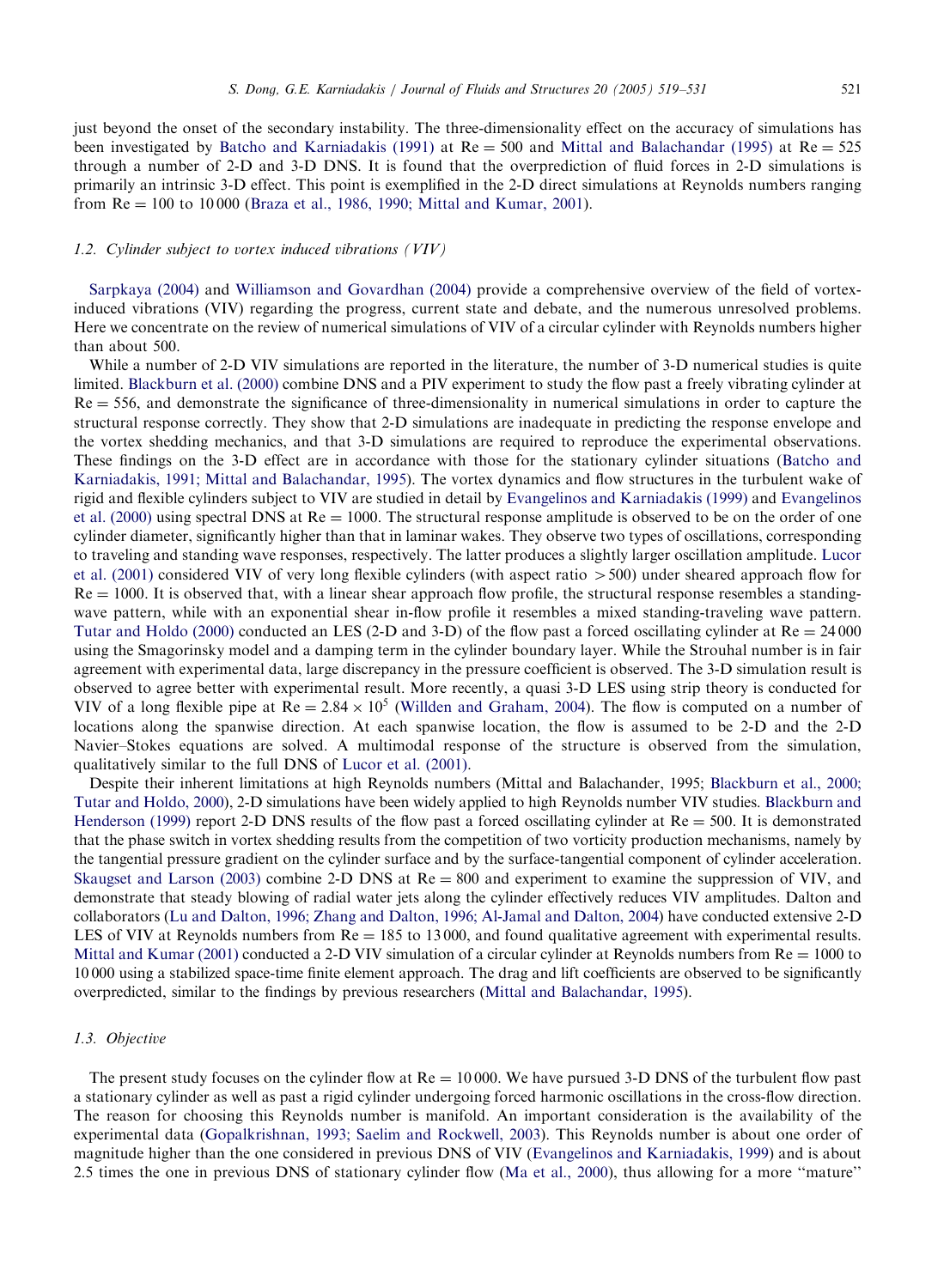just beyond the onset of the secondary instability. The three-dimensionality effect on the accuracy of simulations has been investigated by Batcho and Karniadakis (1991) at $\mathrm{Re} = 500$ and Mittal and Balachandar (1995) at $\mathrm{Re} = 525$ through a number of 2-D and 3-D DNS. It is found that the overprediction of fluid forces in 2-D simulations is primarily an intrinsic 3-D effect. This point is exemplified in the 2-D direct simulations at Reynolds numbers ranging from $\mathrm{Re} = 100$ to 10 000 (Braza et al., 1986, 1990; Mittal and Kumar, 2001).

### 1.2. Cylinder subject to vortex induced vibrations (VIV)

Sarpkaya (2004) and Williamson and Govardhan (2004) provide a comprehensive overview of the field of vortex-induced vibrations (VIV) regarding the progress, current state and debate, and the numerous unresolved problems. Here we concentrate on the review of numerical simulations of VIV of a circular cylinder with Reynolds numbers higher than about 500.

While a number of 2-D VIV simulations are reported in the literature, the number of 3-D numerical studies is quite limited. Blackburn et al. (2000) combine DNS and a PIV experiment to study the flow past a freely vibrating cylinder at $\mathrm{Re} = 556$, and demonstrate the significance of three-dimensionality in numerical simulations in order to capture the structural response correctly. They show that 2-D simulations are inadequate in predicting the response envelope and the vortex shedding mechanics, and that 3-D simulations are required to reproduce the experimental observations. These findings on the 3-D effect are in accordance with those for the stationary cylinder situations (Batcho and Karniadakis, 1991; Mittal and Balachandar, 1995). The vortex dynamics and flow structures in the turbulent wake of rigid and flexible cylinders subject to VIV are studied in detail by Evangelinos and Karniadakis (1999) and Evangelinos et al. (2000) using spectral DNS at $\mathrm{Re} = 1000$. The structural response amplitude is observed to be on the order of one cylinder diameter, significantly higher than that in laminar wakes. They observe two types of oscillations, corresponding to traveling and standing wave responses, respectively. The latter produces a slightly larger oscillation amplitude. Lucor et al. (2001) considered VIV of very long flexible cylinders (with aspect ratio $> 500$) under sheared approach flow for $\mathrm{Re} = 1000$. It is observed that, with a linear shear approach flow profile, the structural response resembles a standing-wave pattern, while with an exponential shear in-flow profile it resembles a mixed standing-traveling wave pattern. Tutar and Holdo (2000) conducted an LES (2-D and 3-D) of the flow past a forced oscillating cylinder at $\mathrm{Re} = 24\,000$ using the Smagorinsky model and a damping term in the cylinder boundary layer. While the Strouhal number is in fair agreement with experimental data, large discrepancy in the pressure coefficient is observed. The 3-D simulation result is observed to agree better with experimental result. More recently, a quasi 3-D LES using strip theory is conducted for VIV of a long flexible pipe at $\mathrm{Re} = 2.84 \times 10^5$ (Willden and Graham, 2004). The flow is computed on a number of locations along the spanwise direction. At each spanwise location, the flow is assumed to be 2-D and the 2-D Navier–Stokes equations are solved. A multimodal response of the structure is observed from the simulation, qualitatively similar to the full DNS of Lucor et al. (2001).

Despite their inherent limitations at high Reynolds numbers (Mittal and Balachander, 1995; Blackburn et al., 2000; Tutar and Holdo, 2000), 2-D simulations have been widely applied to high Reynolds number VIV studies. Blackburn and Henderson (1999) report 2-D DNS results of the flow past a forced oscillating cylinder at $\mathrm{Re} = 500$. It is demonstrated that the phase switch in vortex shedding results from the competition of two vorticity production mechanisms, namely by the tangential pressure gradient on the cylinder surface and by the surface-tangential component of cylinder acceleration. Skaugset and Larson (2003) combine 2-D DNS at $\mathrm{Re} = 800$ and experiment to examine the suppression of VIV, and demonstrate that steady blowing of radial water jets along the cylinder effectively reduces VIV amplitudes. Dalton and collaborators (Lu and Dalton, 1996; Zhang and Dalton, 1996; Al-Jamal and Dalton, 2004) have conducted extensive 2-D LES of VIV at Reynolds numbers from $\mathrm{Re} = 185$ to 13 000, and found qualitative agreement with experimental results. Mittal and Kumar (2001) conducted a 2-D VIV simulation of a circular cylinder at Reynolds numbers from $\mathrm{Re} = 1000$ to 10 000 using a stabilized space-time finite element approach. The drag and lift coefficients are observed to be significantly overpredicted, similar to the findings by previous researchers (Mittal and Balachandar, 1995).

### 1.3. Objective

The present study focuses on the cylinder flow at $\mathrm{Re} = 10\,000$. We have pursued 3-D DNS of the turbulent flow past a stationary cylinder as well as past a rigid cylinder undergoing forced harmonic oscillations in the cross-flow direction. The reason for choosing this Reynolds number is manifold. An important consideration is the availability of the experimental data (Gopalkrishnan, 1993; Saelim and Rockwell, 2003). This Reynolds number is about one order of magnitude higher than the one considered in previous DNS of VIV (Evangelinos and Karniadakis, 1999) and is about 2.5 times the one in previous DNS of stationary cylinder flow (Ma et al., 2000), thus allowing for a more "mature"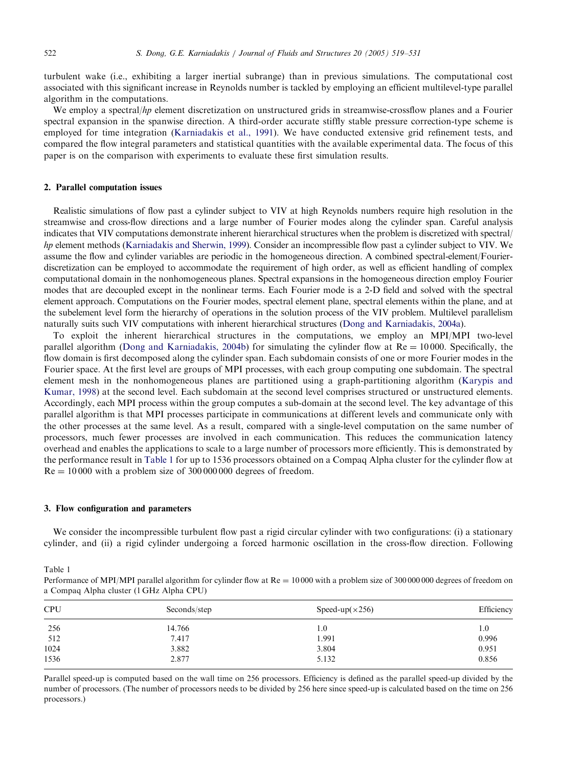turbulent wake (i.e., exhibiting a larger inertial subrange) than in previous simulations. The computational cost associated with this significant increase in Reynolds number is tackled by employing an efficient multilevel-type parallel algorithm in the computations.

We employ a spectral/*hp* element discretization on unstructured grids in streamwise-crossflow planes and a Fourier spectral expansion in the spanwise direction. A third-order accurate stiffly stable pressure correction-type scheme is employed for time integration (Karniadakis et al., 1991). We have conducted extensive grid refinement tests, and compared the flow integral parameters and statistical quantities with the available experimental data. The focus of this paper is on the comparison with experiments to evaluate these first simulation results.

## 2. Parallel computation issues

Realistic simulations of flow past a cylinder subject to VIV at high Reynolds numbers require high resolution in the streamwise and cross-flow directions and a large number of Fourier modes along the cylinder span. Careful analysis indicates that VIV computations demonstrate inherent hierarchical structures when the problem is discretized with spectral/*hp* element methods (Karniadakis and Sherwin, 1999). Consider an incompressible flow past a cylinder subject to VIV. We assume the flow and cylinder variables are periodic in the homogeneous direction. A combined spectral-element/Fourier-discretization can be employed to accommodate the requirement of high order, as well as efficient handling of complex computational domain in the nonhomogeneous planes. Spectral expansions in the homogeneous direction employ Fourier modes that are decoupled except in the nonlinear terms. Each Fourier mode is a 2-D field and solved with the spectral element approach. Computations on the Fourier modes, spectral element plane, spectral elements within the plane, and at the subelement level form the hierarchy of operations in the solution process of the VIV problem. Multilevel parallelism naturally suits such VIV computations with inherent hierarchical structures (Dong and Karniadakis, 2004a).

To exploit the inherent hierarchical structures in the computations, we employ an MPI/MPI two-level parallel algorithm (Dong and Karniadakis, 2004b) for simulating the cylinder flow at $\mathrm{Re} = 10\,000$. Specifically, the flow domain is first decomposed along the cylinder span. Each subdomain consists of one or more Fourier modes in the Fourier space. At the first level are groups of MPI processes, with each group computing one subdomain. The spectral element mesh in the nonhomogeneous planes are partitioned using a graph-partitioning algorithm (Karypis and Kumar, 1998) at the second level. Each subdomain at the second level comprises structured or unstructured elements. Accordingly, each MPI process within the group computes a sub-domain at the second level. The key advantage of this parallel algorithm is that MPI processes participate in communications at different levels and communicate only with the other processes at the same level. As a result, compared with a single-level computation on the same number of processors, much fewer processes are involved in each communication. This reduces the communication latency overhead and enables the applications to scale to a large number of processors more efficiently. This is demonstrated by the performance result in Table 1 for up to 1536 processors obtained on a Compaq Alpha cluster for the cylinder flow at $\mathrm{Re} = 10\,000$ with a problem size of 300 000 000 degrees of freedom.

## 3. Flow configuration and parameters

We consider the incompressible turbulent flow past a rigid circular cylinder with two configurations: (i) a stationary cylinder, and (ii) a rigid cylinder undergoing a forced harmonic oscillation in the cross-flow direction. Following

Table 1
Performance of MPI/MPI parallel algorithm for cylinder flow at $\mathrm{Re} = 10\,000$ with a problem size of 300 000 000 degrees of freedom on a Compaq Alpha cluster (1 GHz Alpha CPU)

| CPU | Seconds/step | Speed-up($\times 256$) | Efficiency |
|---|---|---|---|
| 256 | 14.766 | 1.0 | 1.0 |
| 512 | 7.417 | 1.991 | 0.996 |
| 1024 | 3.882 | 3.804 | 0.951 |
| 1536 | 2.877 | 5.132 | 0.856 |

Parallel speed-up is computed based on the wall time on 256 processors. Efficiency is defined as the parallel speed-up divided by the number of processors. (The number of processors needs to be divided by 256 here since speed-up is calculated based on the time on 256 processors.)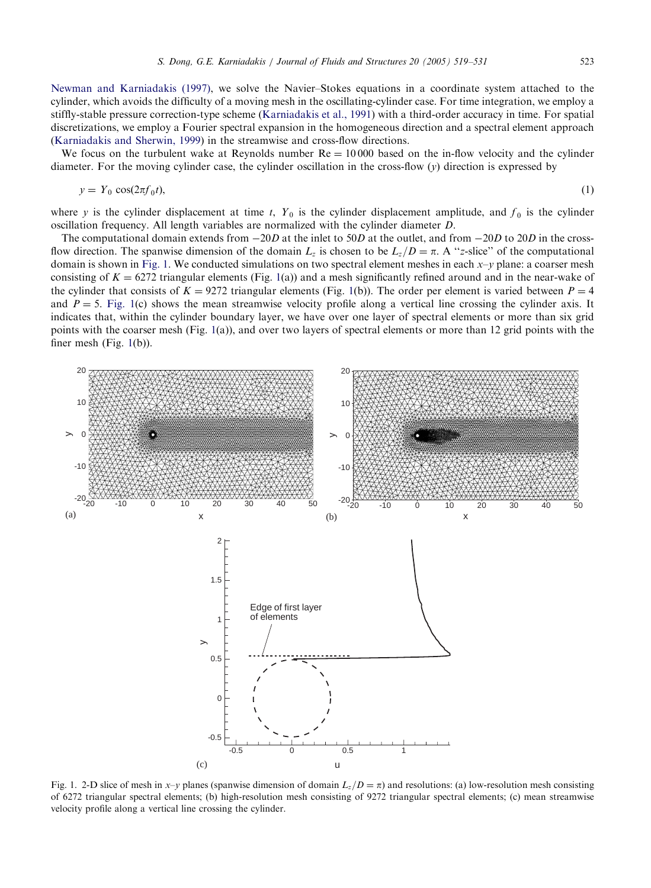Newman and Karniadakis (1997), we solve the Navier–Stokes equations in a coordinate system attached to the cylinder, which avoids the difficulty of a moving mesh in the oscillating-cylinder case. For time integration, we employ a stiffly-stable pressure correction-type scheme (Karniadakis et al., 1991) with a third-order accuracy in time. For spatial discretizations, we employ a Fourier spectral expansion in the homogeneous direction and a spectral element approach (Karniadakis and Sherwin, 1999) in the streamwise and cross-flow directions.

We focus on the turbulent wake at Reynolds number $Re = 10\,000$ based on the in-flow velocity and the cylinder diameter. For the moving cylinder case, the cylinder oscillation in the cross-flow ($y$) direction is expressed by

$$y = Y_0 \cos(2\pi f_0 t), \tag{1}$$

where $y$ is the cylinder displacement at time $t$, $Y_0$ is the cylinder displacement amplitude, and $f_0$ is the cylinder oscillation frequency. All length variables are normalized with the cylinder diameter $D$.

The computational domain extends from $-20D$ at the inlet to $50D$ at the outlet, and from $-20D$ to $20D$ in the cross-flow direction. The spanwise dimension of the domain $L_z$ is chosen to be $L_z/D = \pi$. A "$z$-slice" of the computational domain is shown in Fig. 1. We conducted simulations on two spectral element meshes in each $x$–$y$ plane: a coarser mesh consisting of $K = 6272$ triangular elements (Fig. 1(a)) and a mesh significantly refined around and in the near-wake of the cylinder that consists of $K = 9272$ triangular elements (Fig. 1(b)). The order per element is varied between $P = 4$ and $P = 5$. Fig. 1(c) shows the mean streamwise velocity profile along a vertical line crossing the cylinder axis. It indicates that, within the cylinder boundary layer, we have over one layer of spectral elements or more than six grid points with the coarser mesh (Fig. 1(a)), and over two layers of spectral elements or more than 12 grid points with the finer mesh (Fig. 1(b)).

Fig. 1. 2-D slice of mesh in $x$–$y$ planes (spanwise dimension of domain $L_z/D = \pi$) and resolutions: (a) low-resolution mesh consisting of 6272 triangular spectral elements; (b) high-resolution mesh consisting of 9272 triangular spectral elements; (c) mean streamwise velocity profile along a vertical line crossing the cylinder.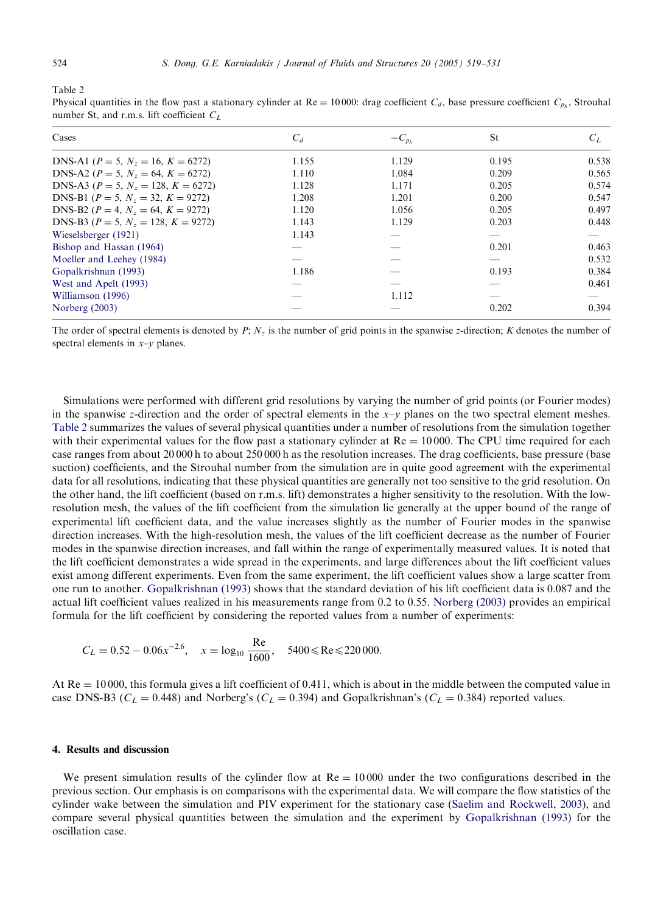Table 2
Physical quantities in the flow past a stationary cylinder at Re = 10 000: drag coefficient $C_d$, base pressure coefficient $C_{p_b}$, Strouhal number St, and r.m.s. lift coefficient $C_L$

| Cases | $C_d$ | $-C_{p_b}$ | St | $C_L$ |
|---|---|---|---|---|
| DNS-A1 ($P = 5$, $N_z = 16$, $K = 6272$) | 1.155 | 1.129 | 0.195 | 0.538 |
| DNS-A2 ($P = 5$, $N_z = 64$, $K = 6272$) | 1.110 | 1.084 | 0.209 | 0.565 |
| DNS-A3 ($P = 5$, $N_z = 128$, $K = 6272$) | 1.128 | 1.171 | 0.205 | 0.574 |
| DNS-B1 ($P = 5$, $N_z = 32$, $K = 9272$) | 1.208 | 1.201 | 0.200 | 0.547 |
| DNS-B2 ($P = 4$, $N_z = 64$, $K = 9272$) | 1.120 | 1.056 | 0.205 | 0.497 |
| DNS-B3 ($P = 5$, $N_z = 128$, $K = 9272$) | 1.143 | 1.129 | 0.203 | 0.448 |
| Wieselsberger (1921) | 1.143 | — | — | — |
| Bishop and Hassan (1964) | — | — | 0.201 | 0.463 |
| Moeller and Leehey (1984) | — | — | — | 0.532 |
| Gopalkrishnan (1993) | 1.186 | — | 0.193 | 0.384 |
| West and Apelt (1993) | — | — | — | 0.461 |
| Williamson (1996) | — | 1.112 | — | — |
| Norberg (2003) | — | — | 0.202 | 0.394 |

The order of spectral elements is denoted by $P$; $N_z$ is the number of grid points in the spanwise $z$-direction; $K$ denotes the number of spectral elements in $x$–$y$ planes.

Simulations were performed with different grid resolutions by varying the number of grid points (or Fourier modes) in the spanwise $z$-direction and the order of spectral elements in the $x$–$y$ planes on the two spectral element meshes. Table 2 summarizes the values of several physical quantities under a number of resolutions from the simulation together with their experimental values for the flow past a stationary cylinder at Re = 10 000. The CPU time required for each case ranges from about 20 000 h to about 250 000 h as the resolution increases. The drag coefficients, base pressure (base suction) coefficients, and the Strouhal number from the simulation are in quite good agreement with the experimental data for all resolutions, indicating that these physical quantities are generally not too sensitive to the grid resolution. On the other hand, the lift coefficient (based on r.m.s. lift) demonstrates a higher sensitivity to the resolution. With the low-resolution mesh, the values of the lift coefficient from the simulation lie generally at the upper bound of the range of experimental lift coefficient data, and the value increases slightly as the number of Fourier modes in the spanwise direction increases. With the high-resolution mesh, the values of the lift coefficient decrease as the number of Fourier modes in the spanwise direction increases, and fall within the range of experimentally measured values. It is noted that the lift coefficient demonstrates a wide spread in the experiments, and large differences about the lift coefficient values exist among different experiments. Even from the same experiment, the lift coefficient values show a large scatter from one run to another. Gopalkrishnan (1993) shows that the standard deviation of his lift coefficient data is 0.087 and the actual lift coefficient values realized in his measurements range from 0.2 to 0.55. Norberg (2003) provides an empirical formula for the lift coefficient by considering the reported values from a number of experiments:

$$C_L = 0.52 - 0.06x^{-2.6}, \quad x = \log_{10}\frac{\text{Re}}{1600}, \quad 5400 \leqslant \text{Re} \leqslant 220\,000.$$

At Re = 10 000, this formula gives a lift coefficient of 0.411, which is about in the middle between the computed value in case DNS-B3 ($C_L = 0.448$) and Norberg's ($C_L = 0.394$) and Gopalkrishnan's ($C_L = 0.384$) reported values.

## 4. Results and discussion

We present simulation results of the cylinder flow at Re = 10 000 under the two configurations described in the previous section. Our emphasis is on comparisons with the experimental data. We will compare the flow statistics of the cylinder wake between the simulation and PIV experiment for the stationary case (Saelim and Rockwell, 2003), and compare several physical quantities between the simulation and the experiment by Gopalkrishnan (1993) for the oscillation case.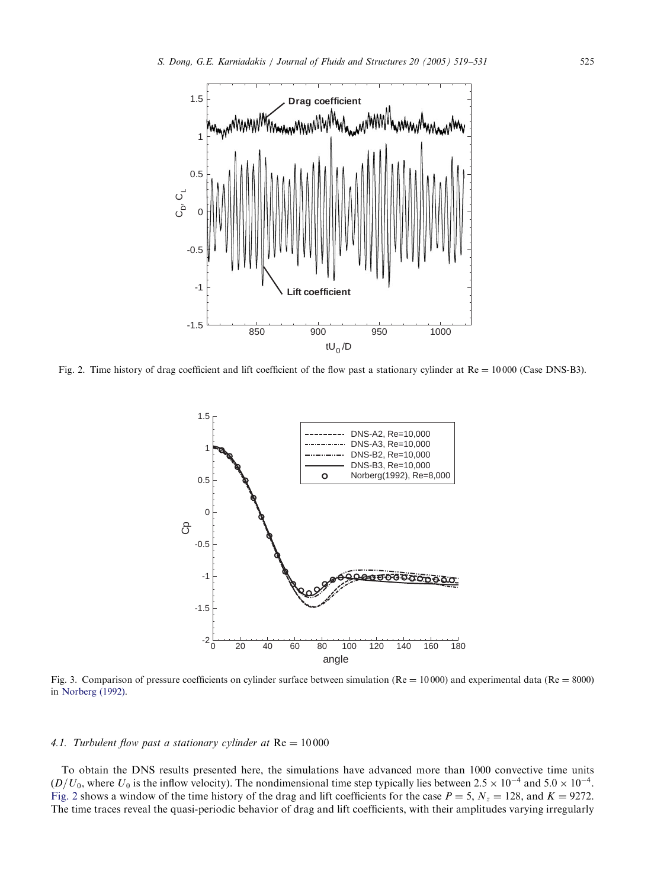Fig. 2. Time history of drag coefficient and lift coefficient of the flow past a stationary cylinder at Re = 10 000 (Case DNS-B3).

Fig. 3. Comparison of pressure coefficients on cylinder surface between simulation (Re = 10 000) and experimental data (Re = 8000) in Norberg (1992).

### 4.1. Turbulent flow past a stationary cylinder at Re = 10 000

To obtain the DNS results presented here, the simulations have advanced more than 1000 convective time units ($D/U_0$, where $U_0$ is the inflow velocity). The nondimensional time step typically lies between $2.5 \times 10^{-4}$ and $5.0 \times 10^{-4}$. Fig. 2 shows a window of the time history of the drag and lift coefficients for the case $P = 5$, $N_z = 128$, and $K = 9272$. The time traces reveal the quasi-periodic behavior of drag and lift coefficients, with their amplitudes varying irregularly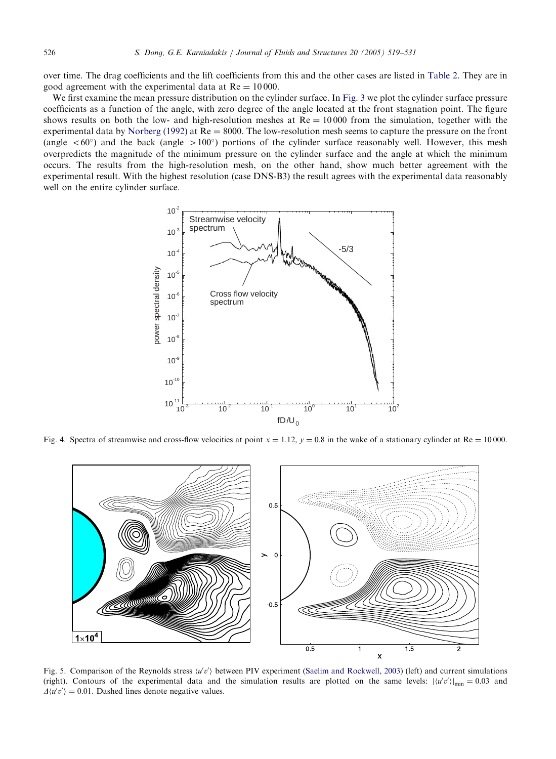over time. The drag coefficients and the lift coefficients from this and the other cases are listed in Table 2. They are in good agreement with the experimental data at $Re = 10\,000$.

We first examine the mean pressure distribution on the cylinder surface. In Fig. 3 we plot the cylinder surface pressure coefficients as a function of the angle, with zero degree of the angle located at the front stagnation point. The figure shows results on both the low- and high-resolution meshes at $Re = 10\,000$ from the simulation, together with the experimental data by Norberg (1992) at $Re = 8000$. The low-resolution mesh seems to capture the pressure on the front (angle $< 60^\circ$) and the back (angle $> 100^\circ$) portions of the cylinder surface reasonably well. However, this mesh overpredicts the magnitude of the minimum pressure on the cylinder surface and the angle at which the minimum occurs. The results from the high-resolution mesh, on the other hand, show much better agreement with the experimental result. With the highest resolution (case DNS-B3) the result agrees with the experimental data reasonably well on the entire cylinder surface.

Fig. 4. Spectra of streamwise and cross-flow velocities at point $x = 1.12$, $y = 0.8$ in the wake of a stationary cylinder at $Re = 10\,000$.

Fig. 5. Comparison of the Reynolds stress $\langle u'v' \rangle$ between PIV experiment (Saelim and Rockwell, 2003) (left) and current simulations (right). Contours of the experimental data and the simulation results are plotted on the same levels: $|\langle u'v' \rangle|_{\min} = 0.03$ and $\Delta\langle u'v' \rangle = 0.01$. Dashed lines denote negative values.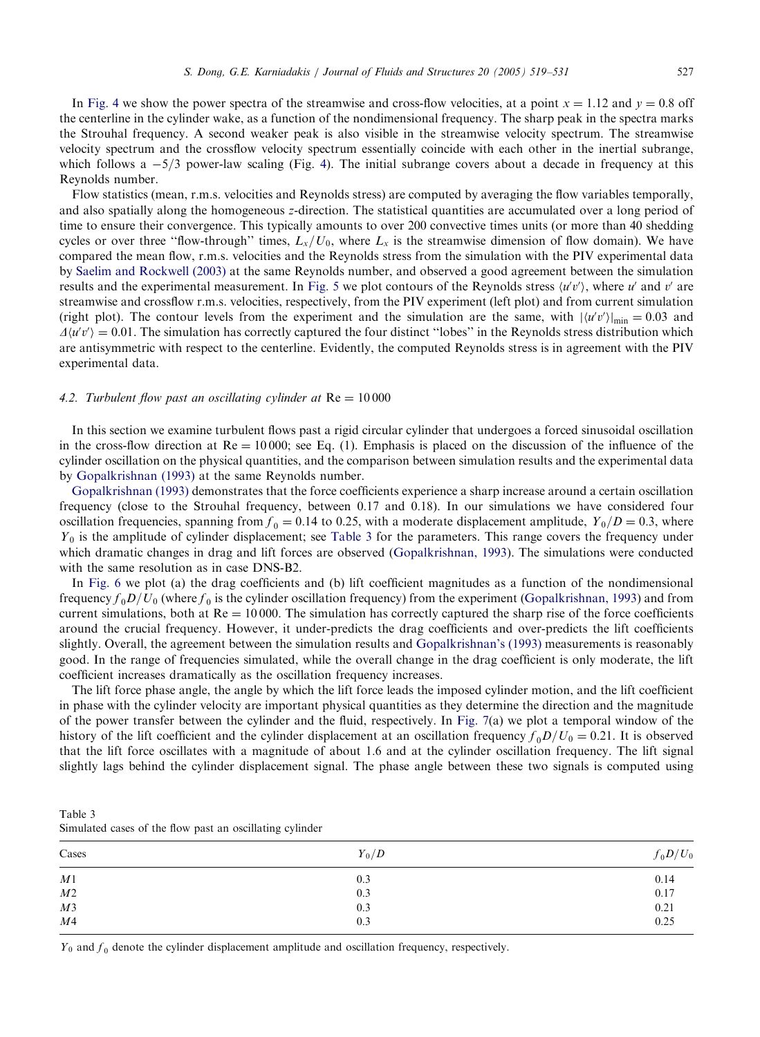In Fig. 4 we show the power spectra of the streamwise and cross-flow velocities, at a point $x = 1.12$ and $y = 0.8$ off the centerline in the cylinder wake, as a function of the nondimensional frequency. The sharp peak in the spectra marks the Strouhal frequency. A second weaker peak is also visible in the streamwise velocity spectrum. The streamwise velocity spectrum and the crossflow velocity spectrum essentially coincide with each other in the inertial subrange, which follows a $-5/3$ power-law scaling (Fig. 4). The initial subrange covers about a decade in frequency at this Reynolds number.

Flow statistics (mean, r.m.s. velocities and Reynolds stress) are computed by averaging the flow variables temporally, and also spatially along the homogeneous $z$-direction. The statistical quantities are accumulated over a long period of time to ensure their convergence. This typically amounts to over 200 convective times units (or more than 40 shedding cycles or over three "flow-through" times, $L_x/U_0$, where $L_x$ is the streamwise dimension of flow domain). We have compared the mean flow, r.m.s. velocities and the Reynolds stress from the simulation with the PIV experimental data by Saelim and Rockwell (2003) at the same Reynolds number, and observed a good agreement between the simulation results and the experimental measurement. In Fig. 5 we plot contours of the Reynolds stress $\langle u'v' \rangle$, where $u'$ and $v'$ are streamwise and crossflow r.m.s. velocities, respectively, from the PIV experiment (left plot) and from current simulation (right plot). The contour levels from the experiment and the simulation are the same, with $|\langle u'v' \rangle|_{\min} = 0.03$ and $\Delta\langle u'v' \rangle = 0.01$. The simulation has correctly captured the four distinct "lobes" in the Reynolds stress distribution which are antisymmetric with respect to the centerline. Evidently, the computed Reynolds stress is in agreement with the PIV experimental data.

### 4.2. Turbulent flow past an oscillating cylinder at $\mathrm{Re} = 10\,000$

In this section we examine turbulent flows past a rigid circular cylinder that undergoes a forced sinusoidal oscillation in the cross-flow direction at $\mathrm{Re} = 10\,000$; see Eq. (1). Emphasis is placed on the discussion of the influence of the cylinder oscillation on the physical quantities, and the comparison between simulation results and the experimental data by Gopalkrishnan (1993) at the same Reynolds number.

Gopalkrishnan (1993) demonstrates that the force coefficients experience a sharp increase around a certain oscillation frequency (close to the Strouhal frequency, between 0.17 and 0.18). In our simulations we have considered four oscillation frequencies, spanning from $f_0 = 0.14$ to 0.25, with a moderate displacement amplitude, $Y_0/D = 0.3$, where $Y_0$ is the amplitude of cylinder displacement; see Table 3 for the parameters. This range covers the frequency under which dramatic changes in drag and lift forces are observed (Gopalkrishnan, 1993). The simulations were conducted with the same resolution as in case DNS-B2.

In Fig. 6 we plot (a) the drag coefficients and (b) lift coefficient magnitudes as a function of the nondimensional frequency $f_0 D/U_0$ (where $f_0$ is the cylinder oscillation frequency) from the experiment (Gopalkrishnan, 1993) and from current simulations, both at $\mathrm{Re} = 10\,000$. The simulation has correctly captured the sharp rise of the force coefficients around the crucial frequency. However, it under-predicts the drag coefficients and over-predicts the lift coefficients slightly. Overall, the agreement between the simulation results and Gopalkrishnan's (1993) measurements is reasonably good. In the range of frequencies simulated, while the overall change in the drag coefficient is only moderate, the lift coefficient increases dramatically as the oscillation frequency increases.

The lift force phase angle, the angle by which the lift force leads the imposed cylinder motion, and the lift coefficient in phase with the cylinder velocity are important physical quantities as they determine the direction and the magnitude of the power transfer between the cylinder and the fluid, respectively. In Fig. 7(a) we plot a temporal window of the history of the lift coefficient and the cylinder displacement at an oscillation frequency $f_0 D/U_0 = 0.21$. It is observed that the lift force oscillates with a magnitude of about 1.6 and at the cylinder oscillation frequency. The lift signal slightly lags behind the cylinder displacement signal. The phase angle between these two signals is computed using

Table 3
Simulated cases of the flow past an oscillating cylinder

| Cases | $Y_0/D$ | $f_0 D/U_0$ |
|---|---|---|
| $M1$ | 0.3 | 0.14 |
| $M2$ | 0.3 | 0.17 |
| $M3$ | 0.3 | 0.21 |
| $M4$ | 0.3 | 0.25 |

$Y_0$ and $f_0$ denote the cylinder displacement amplitude and oscillation frequency, respectively.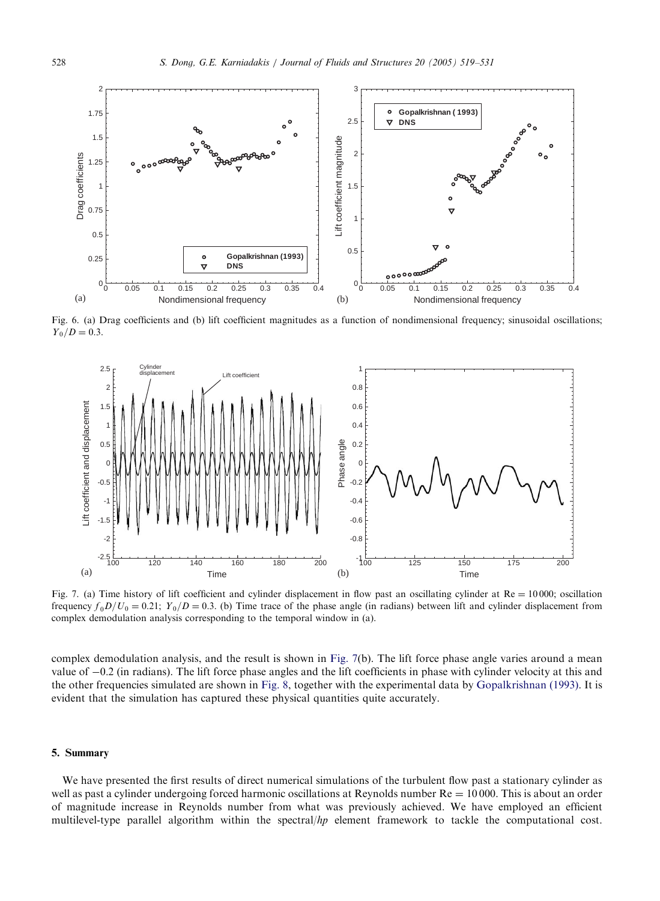Fig. 6. (a) Drag coefficients and (b) lift coefficient magnitudes as a function of nondimensional frequency; sinusoidal oscillations; $Y_0/D = 0.3$.

Fig. 7. (a) Time history of lift coefficient and cylinder displacement in flow past an oscillating cylinder at $\mathrm{Re} = 10\,000$; oscillation frequency $f_0 D/U_0 = 0.21$; $Y_0/D = 0.3$. (b) Time trace of the phase angle (in radians) between lift and cylinder displacement from complex demodulation analysis corresponding to the temporal window in (a).

complex demodulation analysis, and the result is shown in Fig. 7(b). The lift force phase angle varies around a mean value of $-0.2$ (in radians). The lift force phase angles and the lift coefficients in phase with cylinder velocity at this and the other frequencies simulated are shown in Fig. 8, together with the experimental data by Gopalkrishnan (1993). It is evident that the simulation has captured these physical quantities quite accurately.

## 5. Summary

We have presented the first results of direct numerical simulations of the turbulent flow past a stationary cylinder as well as past a cylinder undergoing forced harmonic oscillations at Reynolds number $\mathrm{Re} = 10\,000$. This is about an order of magnitude increase in Reynolds number from what was previously achieved. We have employed an efficient multilevel-type parallel algorithm within the spectral/*hp* element framework to tackle the computational cost.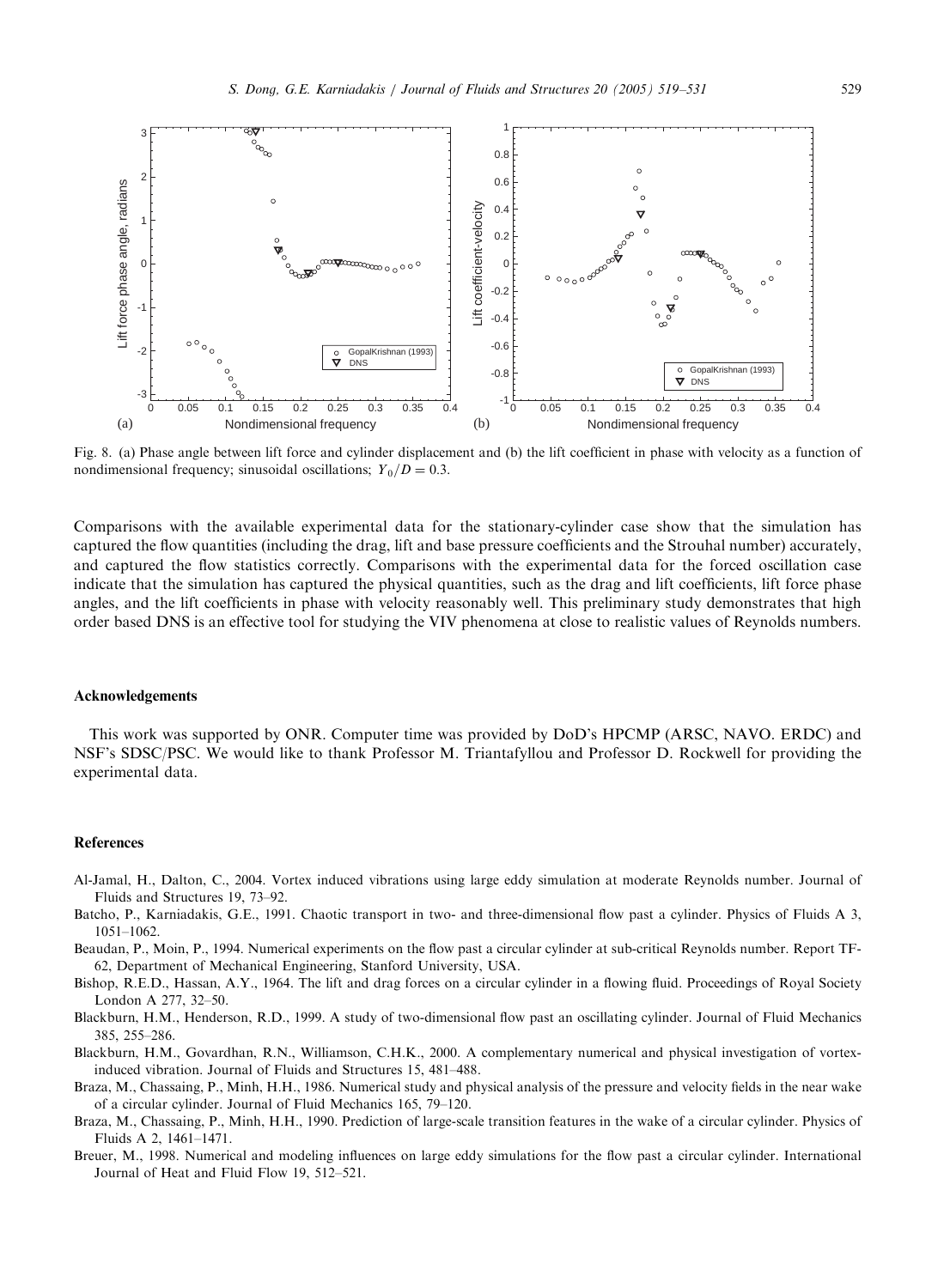Fig. 8. (a) Phase angle between lift force and cylinder displacement and (b) the lift coefficient in phase with velocity as a function of nondimensional frequency; sinusoidal oscillations; $Y_0/D = 0.3$.

Comparisons with the available experimental data for the stationary-cylinder case show that the simulation has captured the flow quantities (including the drag, lift and base pressure coefficients and the Strouhal number) accurately, and captured the flow statistics correctly. Comparisons with the experimental data for the forced oscillation case indicate that the simulation has captured the physical quantities, such as the drag and lift coefficients, lift force phase angles, and the lift coefficients in phase with velocity reasonably well. This preliminary study demonstrates that high order based DNS is an effective tool for studying the VIV phenomena at close to realistic values of Reynolds numbers.

## Acknowledgements

This work was supported by ONR. Computer time was provided by DoD's HPCMP (ARSC, NAVO. ERDC) and NSF's SDSC/PSC. We would like to thank Professor M. Triantafyllou and Professor D. Rockwell for providing the experimental data.

## References

Al-Jamal, H., Dalton, C., 2004. Vortex induced vibrations using large eddy simulation at moderate Reynolds number. Journal of Fluids and Structures 19, 73–92.

Batcho, P., Karniadakis, G.E., 1991. Chaotic transport in two- and three-dimensional flow past a cylinder. Physics of Fluids A 3, 1051–1062.

Beaudan, P., Moin, P., 1994. Numerical experiments on the flow past a circular cylinder at sub-critical Reynolds number. Report TF-62, Department of Mechanical Engineering, Stanford University, USA.

Bishop, R.E.D., Hassan, A.Y., 1964. The lift and drag forces on a circular cylinder in a flowing fluid. Proceedings of Royal Society London A 277, 32–50.

Blackburn, H.M., Henderson, R.D., 1999. A study of two-dimensional flow past an oscillating cylinder. Journal of Fluid Mechanics 385, 255–286.

Blackburn, H.M., Govardhan, R.N., Williamson, C.H.K., 2000. A complementary numerical and physical investigation of vortex-induced vibration. Journal of Fluids and Structures 15, 481–488.

Braza, M., Chassaing, P., Minh, H.H., 1986. Numerical study and physical analysis of the pressure and velocity fields in the near wake of a circular cylinder. Journal of Fluid Mechanics 165, 79–120.

Braza, M., Chassaing, P., Minh, H.H., 1990. Prediction of large-scale transition features in the wake of a circular cylinder. Physics of Fluids A 2, 1461–1471.

Breuer, M., 1998. Numerical and modeling influences on large eddy simulations for the flow past a circular cylinder. International Journal of Heat and Fluid Flow 19, 512–521.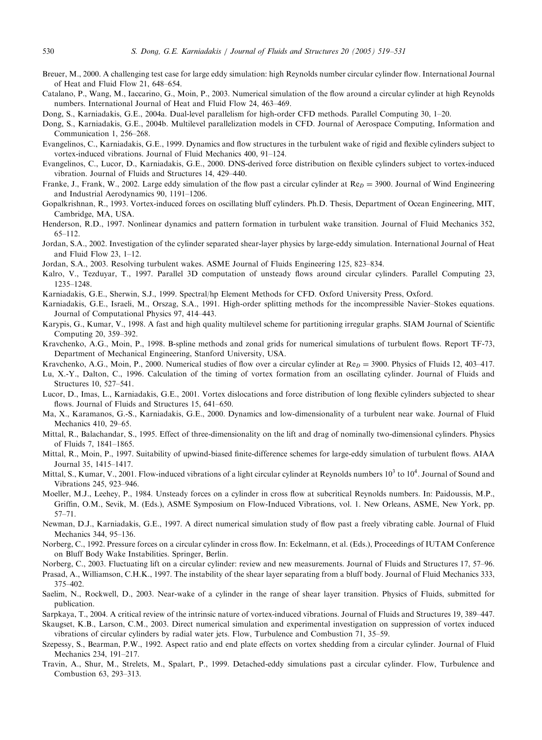Breuer, M., 2000. A challenging test case for large eddy simulation: high Reynolds number circular cylinder flow. International Journal of Heat and Fluid Flow 21, 648–654.

Catalano, P., Wang, M., Iaccarino, G., Moin, P., 2003. Numerical simulation of the flow around a circular cylinder at high Reynolds numbers. International Journal of Heat and Fluid Flow 24, 463–469.

Dong, S., Karniadakis, G.E., 2004a. Dual-level parallelism for high-order CFD methods. Parallel Computing 30, 1–20.

Dong, S., Karniadakis, G.E., 2004b. Multilevel parallelization models in CFD. Journal of Aerospace Computing, Information and Communication 1, 256–268.

Evangelinos, C., Karniadakis, G.E., 1999. Dynamics and flow structures in the turbulent wake of rigid and flexible cylinders subject to vortex-induced vibrations. Journal of Fluid Mechanics 400, 91–124.

Evangelinos, C., Lucor, D., Karniadakis, G.E., 2000. DNS-derived force distribution on flexible cylinders subject to vortex-induced vibration. Journal of Fluids and Structures 14, 429–440.

Franke, J., Frank, W., 2002. Large eddy simulation of the flow past a circular cylinder at $Re_D = 3900$. Journal of Wind Engineering and Industrial Aerodynamics 90, 1191–1206.

Gopalkrishnan, R., 1993. Vortex-induced forces on oscillating bluff cylinders. Ph.D. Thesis, Department of Ocean Engineering, MIT, Cambridge, MA, USA.

Henderson, R.D., 1997. Nonlinear dynamics and pattern formation in turbulent wake transition. Journal of Fluid Mechanics 352, 65–112.

Jordan, S.A., 2002. Investigation of the cylinder separated shear-layer physics by large-eddy simulation. International Journal of Heat and Fluid Flow 23, 1–12.

Jordan, S.A., 2003. Resolving turbulent wakes. ASME Journal of Fluids Engineering 125, 823–834.

Kalro, V., Tezduyar, T., 1997. Parallel 3D computation of unsteady flows around circular cylinders. Parallel Computing 23, 1235–1248.

Karniadakis, G.E., Sherwin, S.J., 1999. Spectral/hp Element Methods for CFD. Oxford University Press, Oxford.

Karniadakis, G.E., Israeli, M., Orszag, S.A., 1991. High-order splitting methods for the incompressible Navier–Stokes equations. Journal of Computational Physics 97, 414–443.

Karypis, G., Kumar, V., 1998. A fast and high quality multilevel scheme for partitioning irregular graphs. SIAM Journal of Scientific Computing 20, 359–392.

Kravchenko, A.G., Moin, P., 1998. B-spline methods and zonal grids for numerical simulations of turbulent flows. Report TF-73, Department of Mechanical Engineering, Stanford University, USA.

Kravchenko, A.G., Moin, P., 2000. Numerical studies of flow over a circular cylinder at $Re_D = 3900$. Physics of Fluids 12, 403–417.

Lu, X.-Y., Dalton, C., 1996. Calculation of the timing of vortex formation from an oscillating cylinder. Journal of Fluids and Structures 10, 527–541.

Lucor, D., Imas, L., Karniadakis, G.E., 2001. Vortex dislocations and force distribution of long flexible cylinders subjected to shear flows. Journal of Fluids and Structures 15, 641–650.

Ma, X., Karamanos, G.-S., Karniadakis, G.E., 2000. Dynamics and low-dimensionality of a turbulent near wake. Journal of Fluid Mechanics 410, 29–65.

Mittal, R., Balachandar, S., 1995. Effect of three-dimensionality on the lift and drag of nominally two-dimensional cylinders. Physics of Fluids 7, 1841–1865.

Mittal, R., Moin, P., 1997. Suitability of upwind-biased finite-difference schemes for large-eddy simulation of turbulent flows. AIAA Journal 35, 1415–1417.

Mittal, S., Kumar, V., 2001. Flow-induced vibrations of a light circular cylinder at Reynolds numbers $10^3$ to $10^4$. Journal of Sound and Vibrations 245, 923–946.

Moeller, M.J., Leehey, P., 1984. Unsteady forces on a cylinder in cross flow at subcritical Reynolds numbers. In: Paidoussis, M.P., Griffin, O.M., Sevik, M. (Eds.), ASME Symposium on Flow-Induced Vibrations, vol. 1. New Orleans, ASME, New York, pp. 57–71.

Newman, D.J., Karniadakis, G.E., 1997. A direct numerical simulation study of flow past a freely vibrating cable. Journal of Fluid Mechanics 344, 95–136.

Norberg, C., 1992. Pressure forces on a circular cylinder in cross flow. In: Eckelmann, et al. (Eds.), Proceedings of IUTAM Conference on Bluff Body Wake Instabilities. Springer, Berlin.

Norberg, C., 2003. Fluctuating lift on a circular cylinder: review and new measurements. Journal of Fluids and Structures 17, 57–96.

Prasad, A., Williamson, C.H.K., 1997. The instability of the shear layer separating from a bluff body. Journal of Fluid Mechanics 333, 375–402.

Saelim, N., Rockwell, D., 2003. Near-wake of a cylinder in the range of shear layer transition. Physics of Fluids, submitted for publication.

Sarpkaya, T., 2004. A critical review of the intrinsic nature of vortex-induced vibrations. Journal of Fluids and Structures 19, 389–447.

Skaugset, K.B., Larson, C.M., 2003. Direct numerical simulation and experimental investigation on suppression of vortex induced vibrations of circular cylinders by radial water jets. Flow, Turbulence and Combustion 71, 35–59.

Szepessy, S., Bearman, P.W., 1992. Aspect ratio and end plate effects on vortex shedding from a circular cylinder. Journal of Fluid Mechanics 234, 191–217.

Travin, A., Shur, M., Strelets, M., Spalart, P., 1999. Detached-eddy simulations past a circular cylinder. Flow, Turbulence and Combustion 63, 293–313.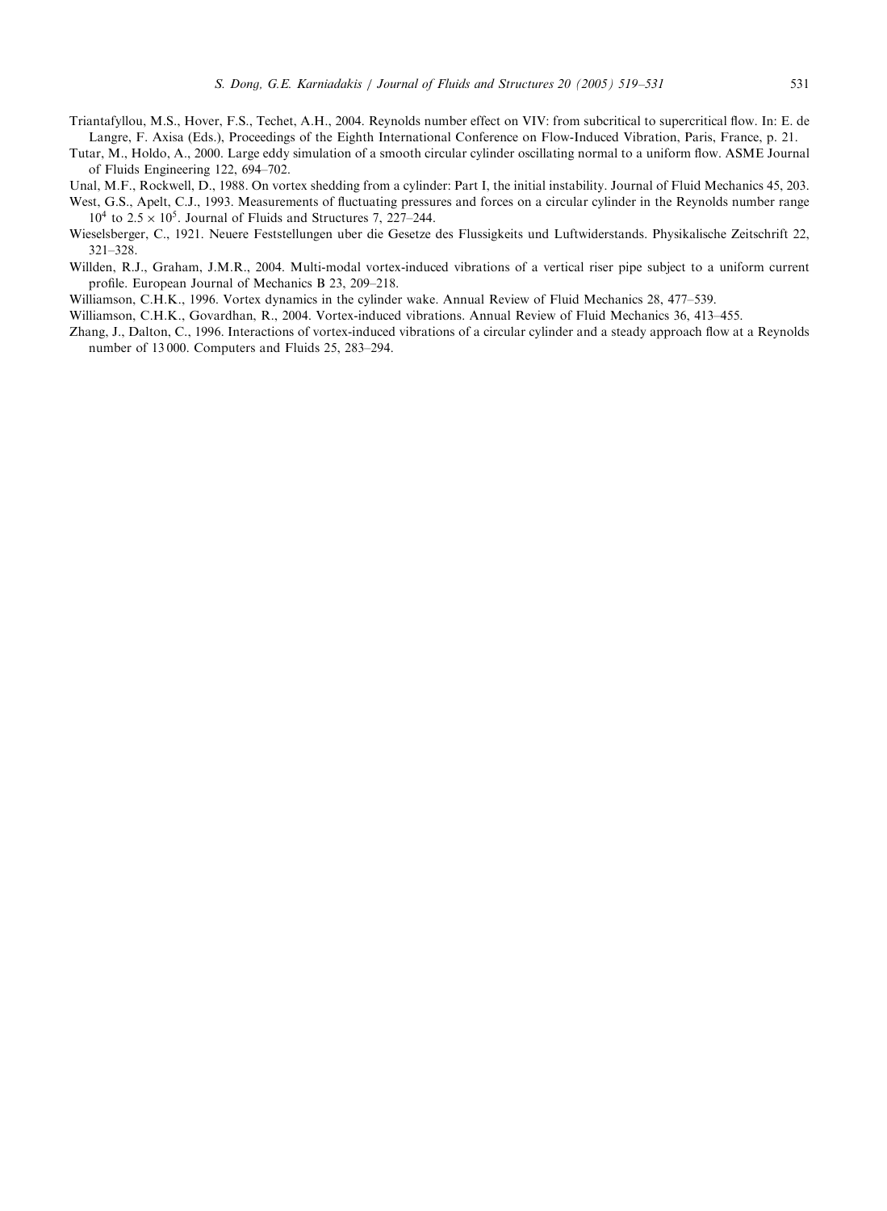Triantafyllou, M.S., Hover, F.S., Techet, A.H., 2004. Reynolds number effect on VIV: from subcritical to supercritical flow. In: E. de Langre, F. Axisa (Eds.), Proceedings of the Eighth International Conference on Flow-Induced Vibration, Paris, France, p. 21.

Tutar, M., Holdo, A., 2000. Large eddy simulation of a smooth circular cylinder oscillating normal to a uniform flow. ASME Journal of Fluids Engineering 122, 694–702.

Unal, M.F., Rockwell, D., 1988. On vortex shedding from a cylinder: Part I, the initial instability. Journal of Fluid Mechanics 45, 203.

West, G.S., Apelt, C.J., 1993. Measurements of fluctuating pressures and forces on a circular cylinder in the Reynolds number range $10^4$ to $2.5 \times 10^5$. Journal of Fluids and Structures 7, 227–244.

Wieselsberger, C., 1921. Neuere Feststellungen uber die Gesetze des Flussigkeits und Luftwiderstands. Physikalische Zeitschrift 22, 321–328.

Willden, R.J., Graham, J.M.R., 2004. Multi-modal vortex-induced vibrations of a vertical riser pipe subject to a uniform current profile. European Journal of Mechanics B 23, 209–218.

Williamson, C.H.K., 1996. Vortex dynamics in the cylinder wake. Annual Review of Fluid Mechanics 28, 477–539.

Williamson, C.H.K., Govardhan, R., 2004. Vortex-induced vibrations. Annual Review of Fluid Mechanics 36, 413–455.

Zhang, J., Dalton, C., 1996. Interactions of vortex-induced vibrations of a circular cylinder and a steady approach flow at a Reynolds number of 13 000. Computers and Fluids 25, 283–294.